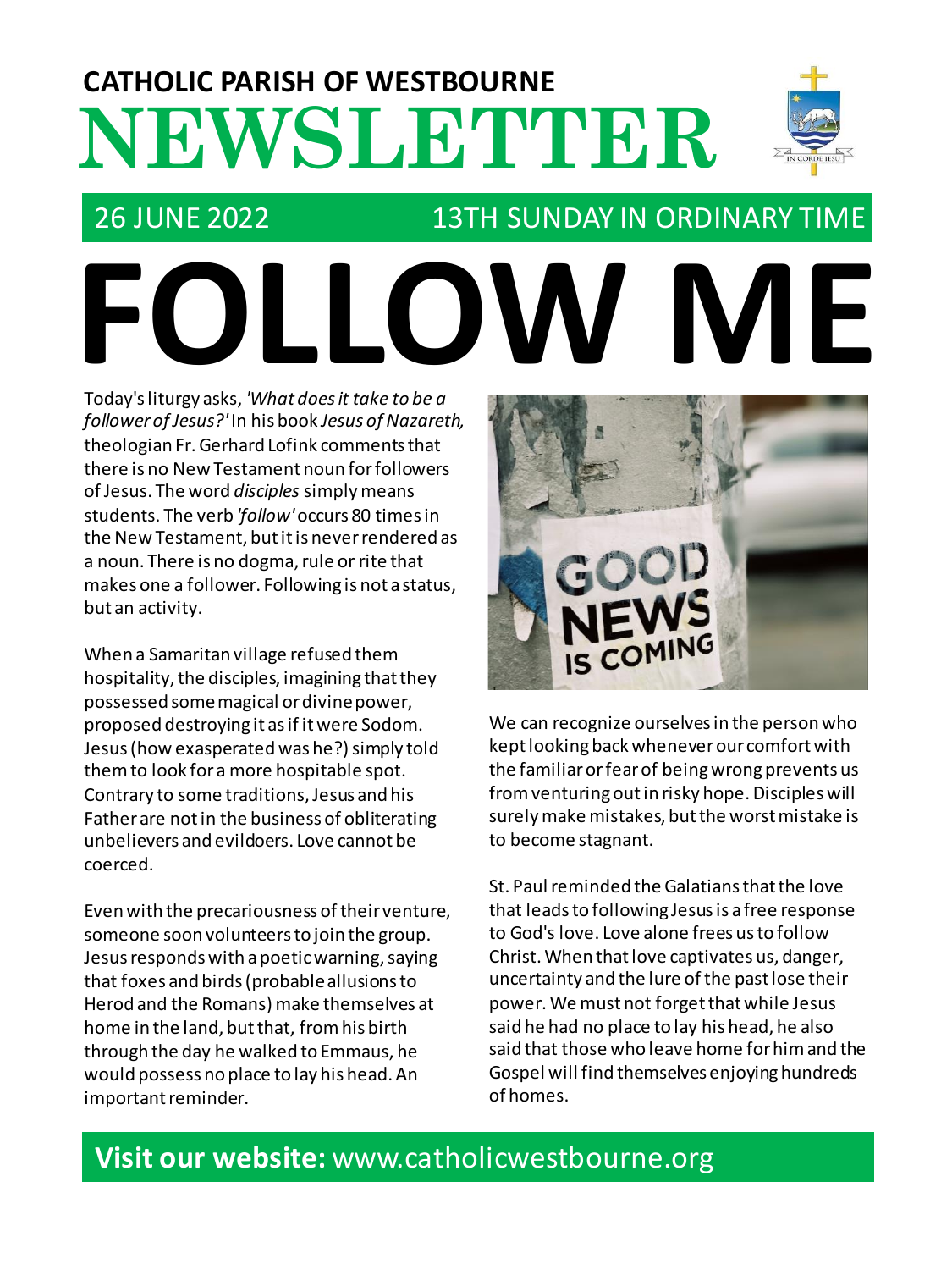# CATHOLIC PARISH OF WESTBOURNE NEWSLETTER

26 JUNE 2022 — 13TH SUNDAY IN ORDINARY TIME

# FOLLOW ME

Today's liturgy asks, *'What does it take to be a follower of Jesus?'* In his book *Jesus of Nazareth,* theologian Fr. Gerhard Lofink comments that there is no New Testament noun for followers of Jesus. The word *disciples* simply means students. The verb *'follow'* occurs 80 times in the New Testament, but it is never rendered as a noun. There is no dogma, rule or rite that makes one a follower. Following is not a status, but an activity.

When a Samaritan village refused them hospitality, the disciples, imagining that they possessed some magical or divine power, proposed destroying it as if it were Sodom. Jesus (how exasperated was he?) simply told them to look for a more hospitable spot. Contrary to some traditions, Jesus and his Father are not in the business of obliterating unbelievers and evildoers. Love cannot be coerced.

Even with the precariousness of their venture, someone soon volunteers to join the group. Jesus responds with a poetic warning, saying that foxes and birds (probable allusions to Herod and the Romans) make themselves at home in the land, but that, from his birth through the day he walked to Emmaus, he would possess no place to lay his head. An important reminder.

We can recognize ourselves in the person who kept looking back whenever our comfort with the familiar or fear of being wrong prevents us from venturing out in risky hope. Disciples will surely make mistakes, but the worst mistake is to become stagnant.

St. Paul reminded the Galatians that the love that leads to following Jesus is a free response to God's love. Love alone frees us to follow Christ. When that love captivates us, danger, uncertainty and the lure of the past lose their power. We must not forget that while Jesus said he had no place to lay his head, he also said that those who leave home for him and the Gospel will find themselves enjoying hundreds of homes.

**Visit our website:** www.catholicwestbourne.org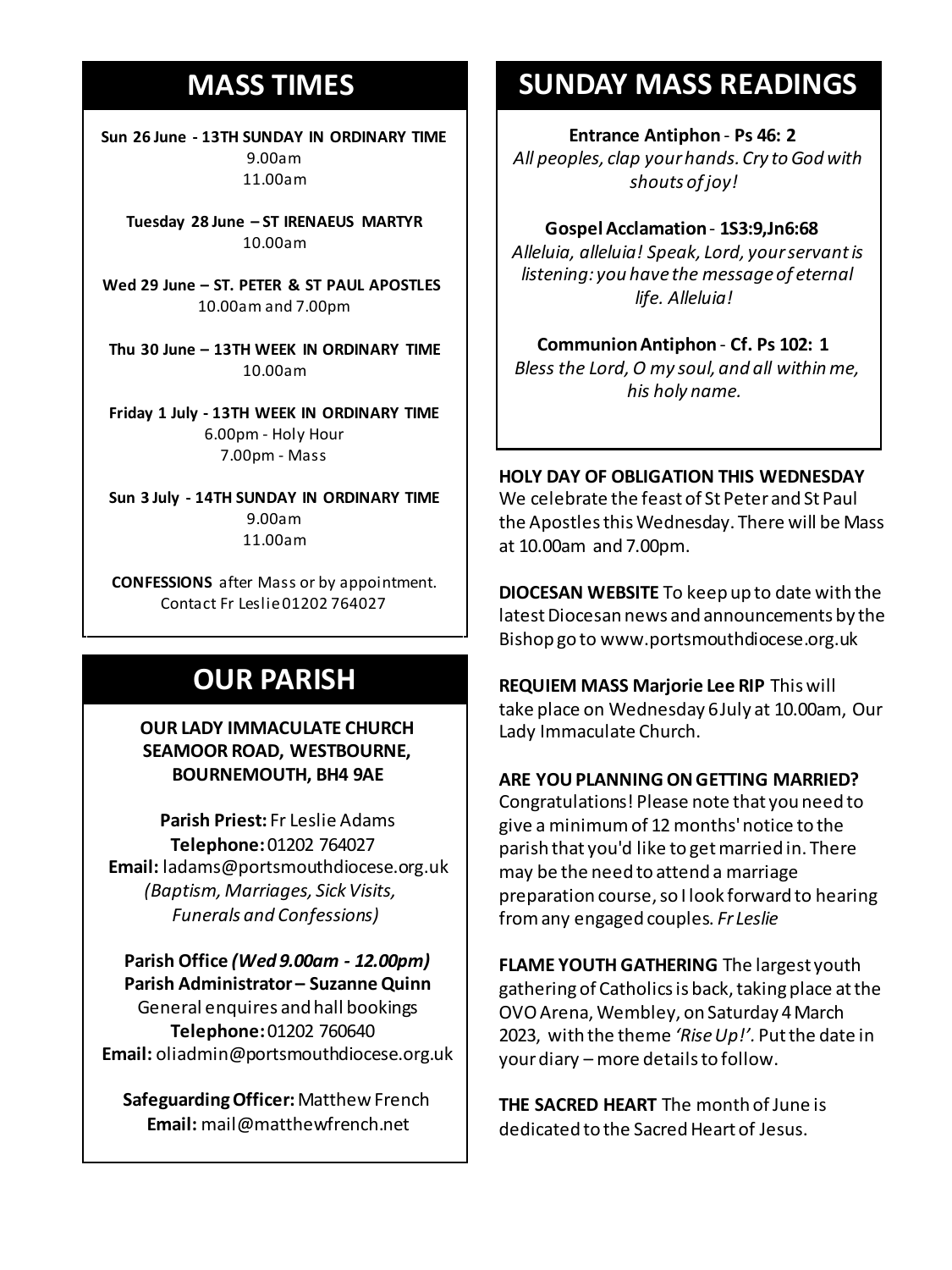## MASS TIMES

**Sun 26 June - 13TH SUNDAY IN ORDINARY TIME**
9.00am
11.00am

**Tuesday 28 June – ST IRENAEUS MARTYR**
10.00am

**Wed 29 June – ST. PETER & ST PAUL APOSTLES**
10.00am and 7.00pm

**Thu 30 June – 13TH WEEK IN ORDINARY TIME**
10.00am

**Friday 1 July - 13TH WEEK IN ORDINARY TIME**
6.00pm - Holy Hour
7.00pm - Mass

**Sun 3 July - 14TH SUNDAY IN ORDINARY TIME**
9.00am
11.00am

**CONFESSIONS** after Mass or by appointment. Contact Fr Leslie 01202 764027

## OUR PARISH

**OUR LADY IMMACULATE CHURCH SEAMOOR ROAD, WESTBOURNE, BOURNEMOUTH, BH4 9AE**

**Parish Priest:** Fr Leslie Adams
**Telephone:** 01202 764027
**Email:** ladams@portsmouthdiocese.org.uk
*(Baptism, Marriages, Sick Visits, Funerals and Confessions)*

**Parish Office *(Wed 9.00am - 12.00pm)***
**Parish Administrator – Suzanne Quinn**
General enquires and hall bookings
**Telephone:** 01202 760640
**Email:** oliadmin@portsmouthdiocese.org.uk

**Safeguarding Officer:** Matthew French
**Email:** mail@matthewfrench.net

## SUNDAY MASS READINGS

**Entrance Antiphon - Ps 46: 2**
*All peoples, clap your hands. Cry to God with shouts of joy!*

**Gospel Acclamation - 1S3:9,Jn6:68**
*Alleluia, alleluia! Speak, Lord, your servant is listening: you have the message of eternal life. Alleluia!*

**Communion Antiphon - Cf. Ps 102: 1**
*Bless the Lord, O my soul, and all within me, his holy name.*

**HOLY DAY OF OBLIGATION THIS WEDNESDAY**
We celebrate the feast of St Peter and St Paul the Apostles this Wednesday. There will be Mass at 10.00am and 7.00pm.

**DIOCESAN WEBSITE** To keep up to date with the latest Diocesan news and announcements by the Bishop go to www.portsmouthdiocese.org.uk

**REQUIEM MASS Marjorie Lee RIP** This will take place on Wednesday 6 July at 10.00am, Our Lady Immaculate Church.

**ARE YOU PLANNING ON GETTING MARRIED?**
Congratulations! Please note that you need to give a minimum of 12 months' notice to the parish that you'd like to get married in. There may be the need to attend a marriage preparation course, so I look forward to hearing from any engaged couples. *Fr Leslie*

**FLAME YOUTH GATHERING** The largest youth gathering of Catholics is back, taking place at the OVO Arena, Wembley, on Saturday 4 March 2023, with the theme *'Rise Up!'*. Put the date in your diary – more details to follow.

**THE SACRED HEART** The month of June is dedicated to the Sacred Heart of Jesus.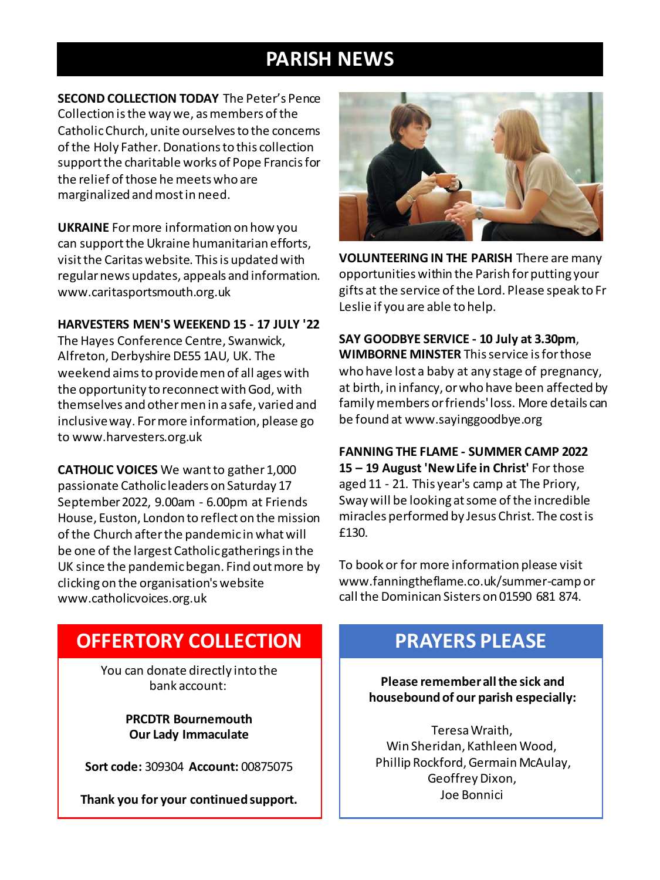# PARISH NEWS

**SECOND COLLECTION TODAY** The Peter's Pence Collection is the way we, as members of the Catholic Church, unite ourselves to the concerns of the Holy Father. Donations to this collection support the charitable works of Pope Francis for the relief of those he meets who are marginalized and most in need.

**UKRAINE** For more information on how you can support the Ukraine humanitarian efforts, visit the Caritas website. This is updated with regular news updates, appeals and information. www.caritasportsmouth.org.uk

**HARVESTERS MEN'S WEEKEND 15 - 17 JULY '22**
The Hayes Conference Centre, Swanwick, Alfreton, Derbyshire DE55 1AU, UK. The weekend aims to provide men of all ages with the opportunity to reconnect with God, with themselves and other men in a safe, varied and inclusive way. For more information, please go to www.harvesters.org.uk

**CATHOLIC VOICES** We want to gather 1,000 passionate Catholic leaders on Saturday 17 September 2022, 9.00am - 6.00pm at Friends House, Euston, London to reflect on the mission of the Church after the pandemic in what will be one of the largest Catholic gatherings in the UK since the pandemic began. Find out more by clicking on the organisation's website www.catholicvoices.org.uk

**VOLUNTEERING IN THE PARISH** There are many opportunities within the Parish for putting your gifts at the service of the Lord. Please speak to Fr Leslie if you are able to help.

**SAY GOODBYE SERVICE - 10 July at 3.30pm**, **WIMBORNE MINSTER** This service is for those who have lost a baby at any stage of pregnancy, at birth, in infancy, or who have been affected by family members or friends' loss. More details can be found at www.sayinggoodbye.org

**FANNING THE FLAME - SUMMER CAMP 2022**
**15 – 19 August 'New Life in Christ'** For those aged 11 - 21. This year's camp at The Priory, Sway will be looking at some of the incredible miracles performed by Jesus Christ. The cost is £130.

To book or for more information please visit www.fanningtheflame.co.uk/summer-camp or call the Dominican Sisters on 01590 681 874.

## OFFERTORY COLLECTION

You can donate directly into the bank account:

**PRCDTR Bournemouth**
**Our Lady Immaculate**

**Sort code:** 309304 **Account:** 00875075

**Thank you for your continued support.**

## PRAYERS PLEASE

**Please remember all the sick and housebound of our parish especially:**

Teresa Wraith,
Win Sheridan, Kathleen Wood,
Phillip Rockford, Germain McAulay,
Geoffrey Dixon,
Joe Bonnici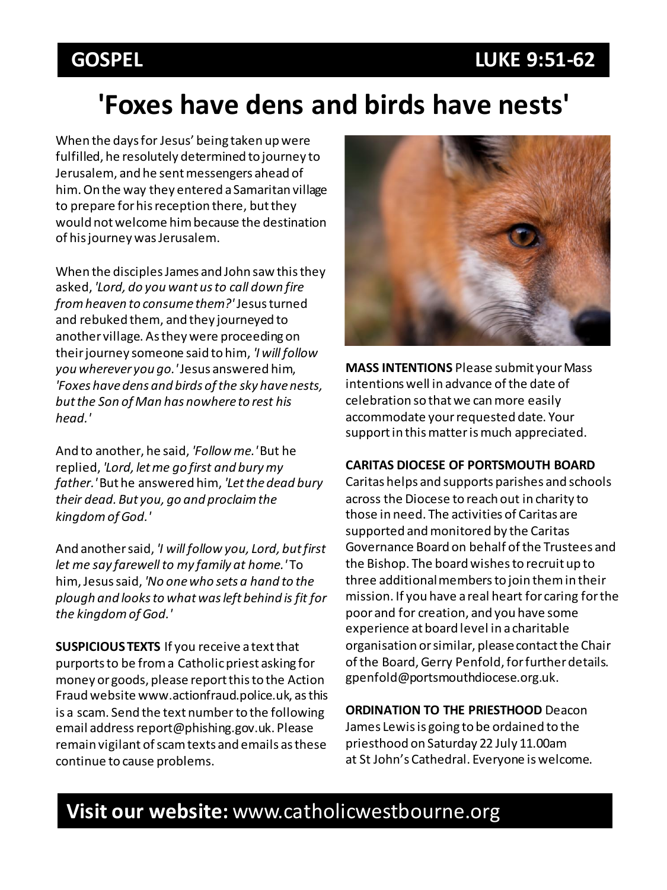## GOSPEL — LUKE 9:51-62

# 'Foxes have dens and birds have nests'

When the days for Jesus' being taken up were fulfilled, he resolutely determined to journey to Jerusalem, and he sent messengers ahead of him. On the way they entered a Samaritan village to prepare for his reception there, but they would not welcome him because the destination of his journey was Jerusalem.

When the disciples James and John saw this they asked, *'Lord, do you want us to call down fire from heaven to consume them?'* Jesus turned and rebuked them, and they journeyed to another village. As they were proceeding on their journey someone said to him, *'I will follow you wherever you go.'* Jesus answered him, *'Foxes have dens and birds of the sky have nests, but the Son of Man has nowhere to rest his head.'*

And to another, he said, *'Follow me.'* But he replied, *'Lord, let me go first and bury my father.'* But he answered him, *'Let the dead bury their dead. But you, go and proclaim the kingdom of God.'*

And another said, *'I will follow you, Lord, but first let me say farewell to my family at home.'* To him, Jesus said, *'No one who sets a hand to the plough and looks to what was left behind is fit for the kingdom of God.'*

**SUSPICIOUS TEXTS** If you receive a text that purports to be from a Catholic priest asking for money or goods, please report this to the Action Fraud website www.actionfraud.police.uk, as this is a scam. Send the text number to the following email address report@phishing.gov.uk. Please remain vigilant of scam texts and emails as these continue to cause problems.

**MASS INTENTIONS** Please submit your Mass intentions well in advance of the date of celebration so that we can more easily accommodate your requested date. Your support in this matter is much appreciated.

**CARITAS DIOCESE OF PORTSMOUTH BOARD** Caritas helps and supports parishes and schools across the Diocese to reach out in charity to those in need. The activities of Caritas are supported and monitored by the Caritas Governance Board on behalf of the Trustees and the Bishop. The board wishes to recruit up to three additional members to join them in their mission. If you have a real heart for caring for the poor and for creation, and you have some experience at board level in a charitable organisation or similar, please contact the Chair of the Board, Gerry Penfold, for further details. gpenfold@portsmouthdiocese.org.uk.

**ORDINATION TO THE PRIESTHOOD** Deacon James Lewis is going to be ordained to the priesthood on Saturday 22 July 11.00am at St John's Cathedral. Everyone is welcome.

**Visit our website:** www.catholicwestbourne.org